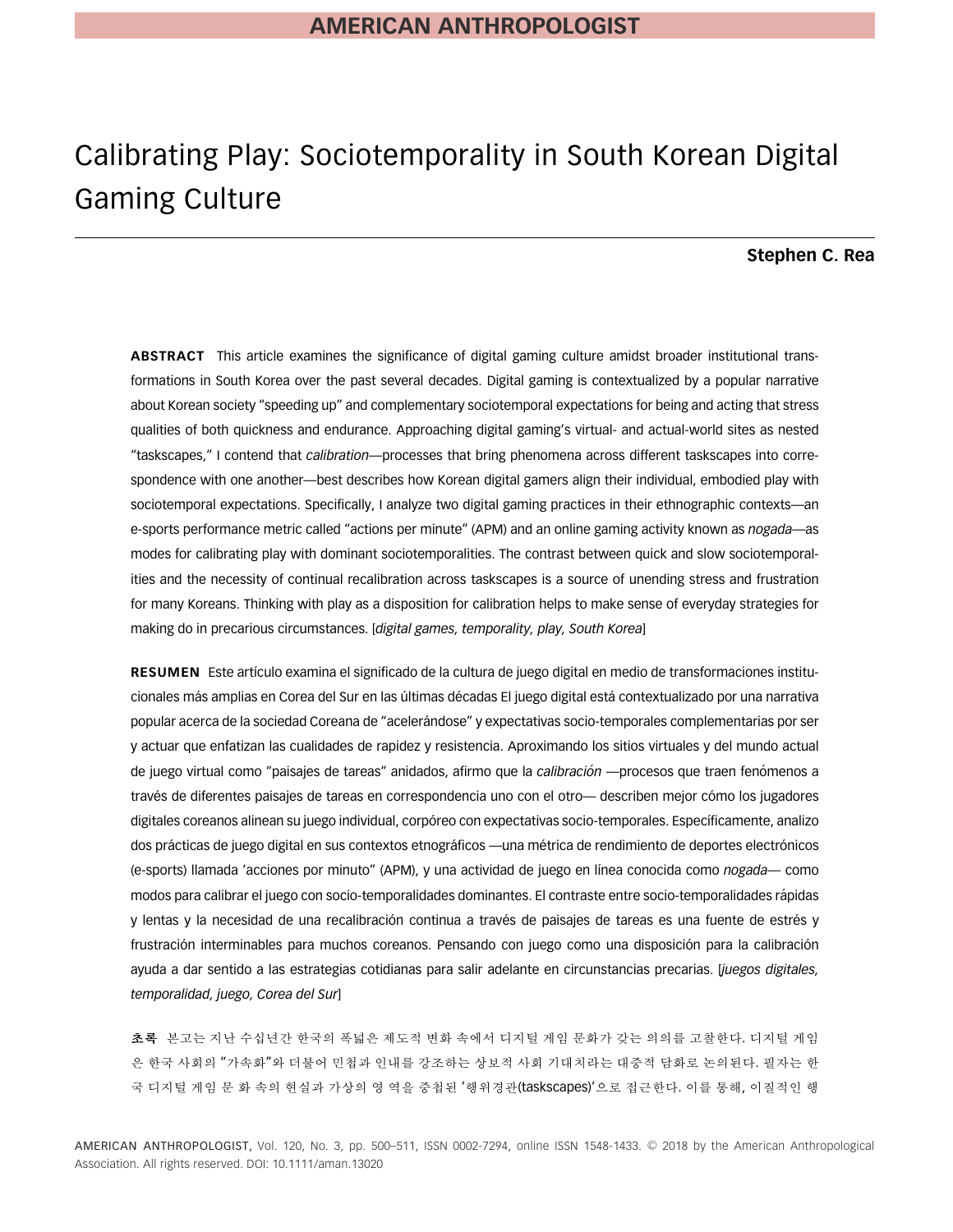# Calibrating Play: Sociotemporality in South Korean Digital Gaming Culture

**Stephen C. Rea**

**ABSTRACT** This article examines the significance of digital gaming culture amidst broader institutional transformations in South Korea over the past several decades. Digital gaming is contextualized by a popular narrative about Korean society "speeding up" and complementary sociotemporal expectations for being and acting that stress qualities of both quickness and endurance. Approaching digital gaming's virtual- and actual-world sites as nested "taskscapes," I contend that *calibration*—processes that bring phenomena across different taskscapes into correspondence with one another—best describes how Korean digital gamers align their individual, embodied play with sociotemporal expectations. Specifically, I analyze two digital gaming practices in their ethnographic contexts—an e-sports performance metric called "actions per minute" (APM) and an online gaming activity known as *nogada*—as modes for calibrating play with dominant sociotemporalities. The contrast between quick and slow sociotemporalities and the necessity of continual recalibration across taskscapes is a source of unending stress and frustration for many Koreans. Thinking with play as a disposition for calibration helps to make sense of everyday strategies for making do in precarious circumstances. [*digital games, temporality, play, South Korea*]

**RESUMEN** Este artículo examina el significado de la cultura de juego digital en medio de transformaciones institucionales más amplias en Corea del Sur en las últimas décadas El juego digital está contextualizado por una narrativa popular acerca de la sociedad Coreana de "acelerándose" y expectativas socio-temporales complementarias por ser y actuar que enfatizan las cualidades de rapidez y resistencia. Aproximando los sitios virtuales y del mundo actual de juego virtual como "paisajes de tareas" anidados, afirmo que la *calibración* —procesos que traen fenómenos a través de diferentes paisajes de tareas en correspondencia uno con el otro— describen mejor cómo los jugadores digitales coreanos alinean su juego individual, corpóreo con expectativas socio-temporales. Específicamente, analizo dos prácticas de juego digital en sus contextos etnográficos —una métrica de rendimiento de deportes electrónicos (e-sports) llamada 'acciones por minuto" (APM), y una actividad de juego en línea conocida como *nogada*— como modos para calibrar el juego con socio-temporalidades dominantes. El contraste entre socio-temporalidades rápidas y lentas y la necesidad de una recalibración continua a través de paisajes de tareas es una fuente de estrés y frustración interminables para muchos coreanos. Pensando con juego como una disposición para la calibración ayuda a dar sentido a las estrategias cotidianas para salir adelante en circunstancias precarias. [*juegos digitales, temporalidad, juego, Corea del Sur*]

**초록** 본고는 지난 수십년간 한국의 폭넓은 제도적 변화 속에서 디지털 게임 문화가 갖는 의의를 고찰한다. 디지털 게임은 한국 사회의 "가속화"와 더불어 민첩과 인내를 강조하는 상보적 사회 기대치라는 대중적 담화로 논의된다. 필자는 한국 디지털 게임 문 화 속의 현실과 가상의 영 역을 중첩된 '행위경관(taskscapes)'으로 접근한다. 이를 통해, 이질적인 행

AMERICAN ANTHROPOLOGIST, Vol. 120, No. 3, pp. 500–511, ISSN 0002-7294, online ISSN 1548-1433. © 2018 by the American Anthropological Association. All rights reserved. DOI: 10.1111/aman.13020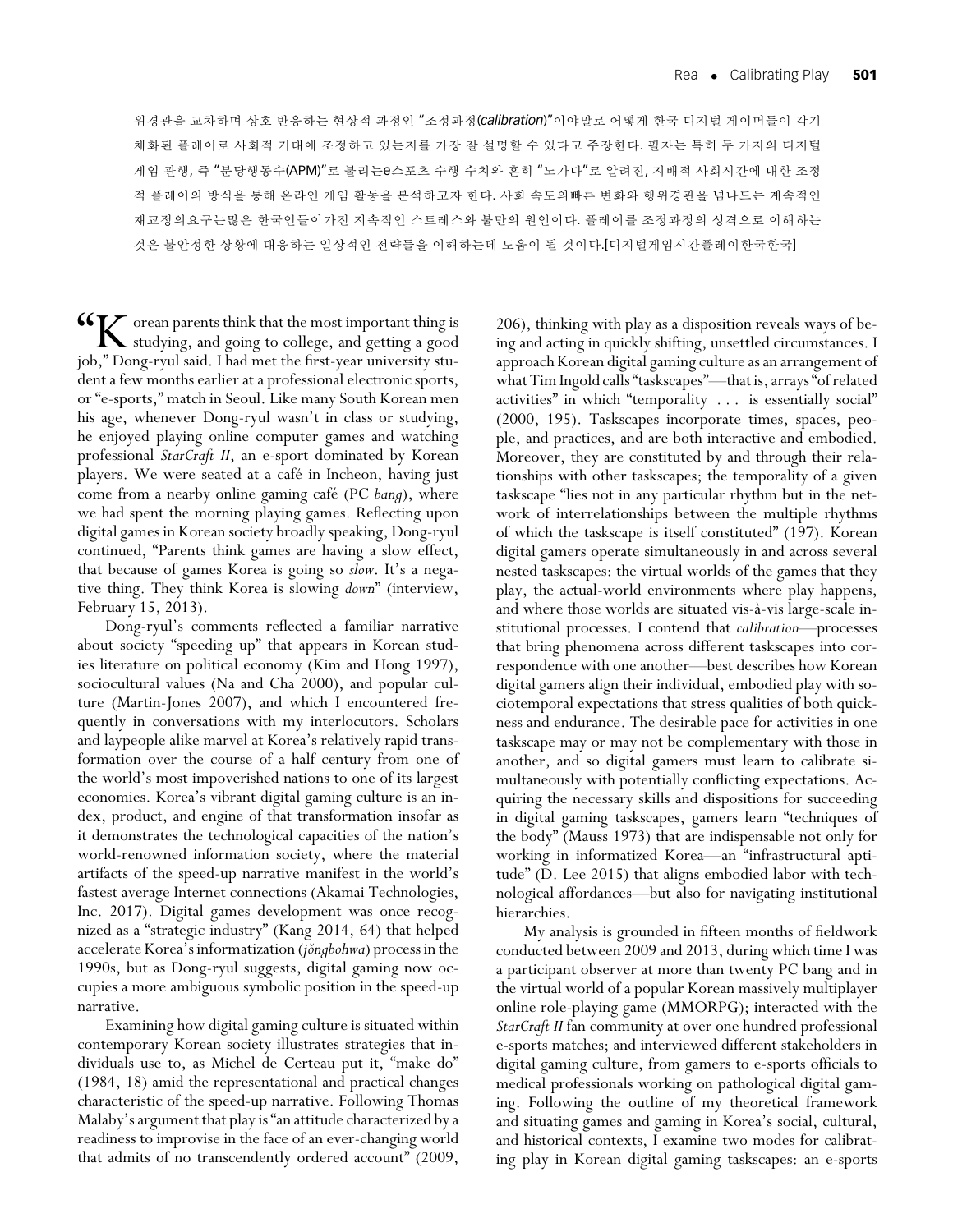위경관을 교차하며 상호 반응하는 현상적 과정인 "조정과정(*calibration*)"이야말로 어떻게 한국 디지털 게이머들이 각기 체화된 플레이로 사회적 기대에 조정하고 있는지를 가장 잘 설명할 수 있다고 주장한다. 필자는 특히 두 가지의 디지털 게임 관행, 즉 "분당행동수(APM)"로 불리는e스포츠 수행 수치와 흔히 "노가다"로 알려진, 지배적 사회시간에 대한 조정적 플레이의 방식을 통해 온라인 게임 활동을 분석하고자 한다. 사회 속도의빠른 변화와 행위경관을 넘나드는 계속적인 재교정의요구는많은 한국인들이가진 지속적인 스트레스와 불만의 원인이다. 플레이를 조정과정의 성격으로 이해하는 것은 불안정한 상황에 대응하는 일상적인 전략들을 이해하는데 도움이 될 것이다.[디지털게임시간플레이한국한국]

"Korean parents think that the most important thing is studying, and going to college, and getting a good job," Dong-ryul said. I had met the first-year university student a few months earlier at a professional electronic sports, or "e-sports," match in Seoul. Like many South Korean men his age, whenever Dong-ryul wasn't in class or studying, he enjoyed playing online computer games and watching professional *StarCraft II*, an e-sport dominated by Korean players. We were seated at a café in Incheon, having just come from a nearby online gaming café (PC *bang*), where we had spent the morning playing games. Reflecting upon digital games in Korean society broadly speaking, Dong-ryul continued, "Parents think games are having a slow effect, that because of games Korea is going so *slow*. It's a negative thing. They think Korea is slowing *down*" (interview, February 15, 2013).

Dong-ryul's comments reflected a familiar narrative about society "speeding up" that appears in Korean studies literature on political economy (Kim and Hong 1997), sociocultural values (Na and Cha 2000), and popular culture (Martin-Jones 2007), and which I encountered frequently in conversations with my interlocutors. Scholars and laypeople alike marvel at Korea's relatively rapid transformation over the course of a half century from one of the world's most impoverished nations to one of its largest economies. Korea's vibrant digital gaming culture is an index, product, and engine of that transformation insofar as it demonstrates the technological capacities of the nation's world-renowned information society, where the material artifacts of the speed-up narrative manifest in the world's fastest average Internet connections (Akamai Technologies, Inc. 2017). Digital games development was once recognized as a "strategic industry" (Kang 2014, 64) that helped accelerate Korea's informatization (*jŏngbohwa*) process in the 1990s, but as Dong-ryul suggests, digital gaming now occupies a more ambiguous symbolic position in the speed-up narrative.

Examining how digital gaming culture is situated within contemporary Korean society illustrates strategies that individuals use to, as Michel de Certeau put it, "make do" (1984, 18) amid the representational and practical changes characteristic of the speed-up narrative. Following Thomas Malaby's argument that play is "an attitude characterized by a readiness to improvise in the face of an ever-changing world that admits of no transcendently ordered account" (2009, 206), thinking with play as a disposition reveals ways of being and acting in quickly shifting, unsettled circumstances. I approach Korean digital gaming culture as an arrangement of what Tim Ingold calls "taskscapes"—that is, arrays "of related activities" in which "temporality . . . is essentially social" (2000, 195). Taskscapes incorporate times, spaces, people, and practices, and are both interactive and embodied. Moreover, they are constituted by and through their relationships with other taskscapes; the temporality of a given taskscape "lies not in any particular rhythm but in the network of interrelationships between the multiple rhythms of which the taskscape is itself constituted" (197). Korean digital gamers operate simultaneously in and across several nested taskscapes: the virtual worlds of the games that they play, the actual-world environments where play happens, and where those worlds are situated vis-à-vis large-scale institutional processes. I contend that *calibration*—processes that bring phenomena across different taskscapes into correspondence with one another—best describes how Korean digital gamers align their individual, embodied play with sociotemporal expectations that stress qualities of both quickness and endurance. The desirable pace for activities in one taskscape may or may not be complementary with those in another, and so digital gamers must learn to calibrate simultaneously with potentially conflicting expectations. Acquiring the necessary skills and dispositions for succeeding in digital gaming taskscapes, gamers learn "techniques of the body" (Mauss 1973) that are indispensable not only for working in informatized Korea—an "infrastructural aptitude" (D. Lee 2015) that aligns embodied labor with technological affordances—but also for navigating institutional hierarchies.

My analysis is grounded in fifteen months of fieldwork conducted between 2009 and 2013, during which time I was a participant observer at more than twenty PC bang and in the virtual world of a popular Korean massively multiplayer online role-playing game (MMORPG); interacted with the *StarCraft II* fan community at over one hundred professional e-sports matches; and interviewed different stakeholders in digital gaming culture, from gamers to e-sports officials to medical professionals working on pathological digital gaming. Following the outline of my theoretical framework and situating games and gaming in Korea's social, cultural, and historical contexts, I examine two modes for calibrating play in Korean digital gaming taskscapes: an e-sports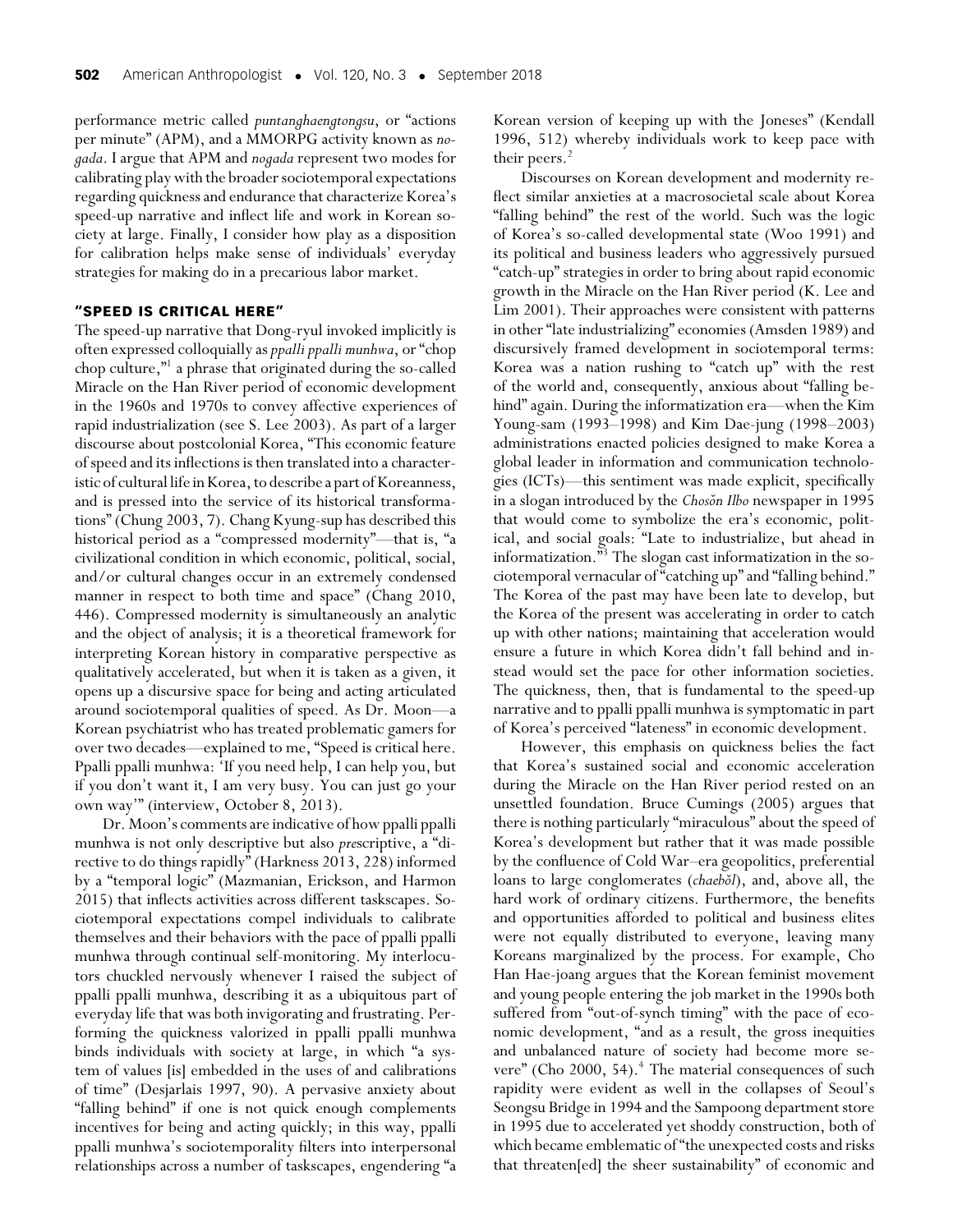performance metric called *puntanghaengtongsu*, or "actions per minute" (APM), and a MMORPG activity known as *nogada*. I argue that APM and *nogada* represent two modes for calibrating play with the broader sociotemporal expectations regarding quickness and endurance that characterize Korea's speed-up narrative and inflect life and work in Korean society at large. Finally, I consider how play as a disposition for calibration helps make sense of individuals' everyday strategies for making do in a precarious labor market.

## "SPEED IS CRITICAL HERE"

The speed-up narrative that Dong-ryul invoked implicitly is often expressed colloquially as *ppalli ppalli munhwa*, or "chop chop culture,"[1] a phrase that originated during the so-called Miracle on the Han River period of economic development in the 1960s and 1970s to convey affective experiences of rapid industrialization (see S. Lee 2003). As part of a larger discourse about postcolonial Korea, "This economic feature of speed and its inflections is then translated into a characteristic of cultural life in Korea, to describe a part of Koreanness, and is pressed into the service of its historical transformations" (Chung 2003, 7). Chang Kyung-sup has described this historical period as a "compressed modernity"—that is, "a civilizational condition in which economic, political, social, and/or cultural changes occur in an extremely condensed manner in respect to both time and space" (Chang 2010, 446). Compressed modernity is simultaneously an analytic and the object of analysis; it is a theoretical framework for interpreting Korean history in comparative perspective as qualitatively accelerated, but when it is taken as a given, it opens up a discursive space for being and acting articulated around sociotemporal qualities of speed. As Dr. Moon—a Korean psychiatrist who has treated problematic gamers for over two decades—explained to me, "Speed is critical here. Ppalli ppalli munhwa: 'If you need help, I can help you, but if you don't want it, I am very busy. You can just go your own way'" (interview, October 8, 2013).

Dr. Moon's comments are indicative of how ppalli ppalli munhwa is not only descriptive but also *pre*scriptive, a "directive to do things rapidly" (Harkness 2013, 228) informed by a "temporal logic" (Mazmanian, Erickson, and Harmon 2015) that inflects activities across different taskscapes. Sociotemporal expectations compel individuals to calibrate themselves and their behaviors with the pace of ppalli ppalli munhwa through continual self-monitoring. My interlocutors chuckled nervously whenever I raised the subject of ppalli ppalli munhwa, describing it as a ubiquitous part of everyday life that was both invigorating and frustrating. Performing the quickness valorized in ppalli ppalli munhwa binds individuals with society at large, in which "a system of values [is] embedded in the uses of and calibrations of time" (Desjarlais 1997, 90). A pervasive anxiety about "falling behind" if one is not quick enough complements incentives for being and acting quickly; in this way, ppalli ppalli munhwa's sociotemporality filters into interpersonal relationships across a number of taskscapes, engendering "a Korean version of keeping up with the Joneses" (Kendall 1996, 512) whereby individuals work to keep pace with their peers.[2]

Discourses on Korean development and modernity reflect similar anxieties at a macrosocietal scale about Korea "falling behind" the rest of the world. Such was the logic of Korea's so-called developmental state (Woo 1991) and its political and business leaders who aggressively pursued "catch-up" strategies in order to bring about rapid economic growth in the Miracle on the Han River period (K. Lee and Lim 2001). Their approaches were consistent with patterns in other "late industrializing" economies (Amsden 1989) and discursively framed development in sociotemporal terms: Korea was a nation rushing to "catch up" with the rest of the world and, consequently, anxious about "falling behind" again. During the informatization era—when the Kim Young-sam (1993–1998) and Kim Dae-jung (1998–2003) administrations enacted policies designed to make Korea a global leader in information and communication technologies (ICTs)—this sentiment was made explicit, specifically in a slogan introduced by the *Chosŏn Ilbo* newspaper in 1995 that would come to symbolize the era's economic, political, and social goals: "Late to industrialize, but ahead in informatization."[3] The slogan cast informatization in the sociotemporal vernacular of "catching up" and "falling behind." The Korea of the past may have been late to develop, but the Korea of the present was accelerating in order to catch up with other nations; maintaining that acceleration would ensure a future in which Korea didn't fall behind and instead would set the pace for other information societies. The quickness, then, that is fundamental to the speed-up narrative and to ppalli ppalli munhwa is symptomatic in part of Korea's perceived "lateness" in economic development.

However, this emphasis on quickness belies the fact that Korea's sustained social and economic acceleration during the Miracle on the Han River period rested on an unsettled foundation. Bruce Cumings (2005) argues that there is nothing particularly "miraculous" about the speed of Korea's development but rather that it was made possible by the confluence of Cold War–era geopolitics, preferential loans to large conglomerates (*chaebŏl*), and, above all, the hard work of ordinary citizens. Furthermore, the benefits and opportunities afforded to political and business elites were not equally distributed to everyone, leaving many Koreans marginalized by the process. For example, Cho Han Hae-joang argues that the Korean feminist movement and young people entering the job market in the 1990s both suffered from "out-of-synch timing" with the pace of economic development, "and as a result, the gross inequities and unbalanced nature of society had become more severe" (Cho 2000, 54).[4] The material consequences of such rapidity were evident as well in the collapses of Seoul's Seongsu Bridge in 1994 and the Sampoong department store in 1995 due to accelerated yet shoddy construction, both of which became emblematic of "the unexpected costs and risks that threaten[ed] the sheer sustainability" of economic and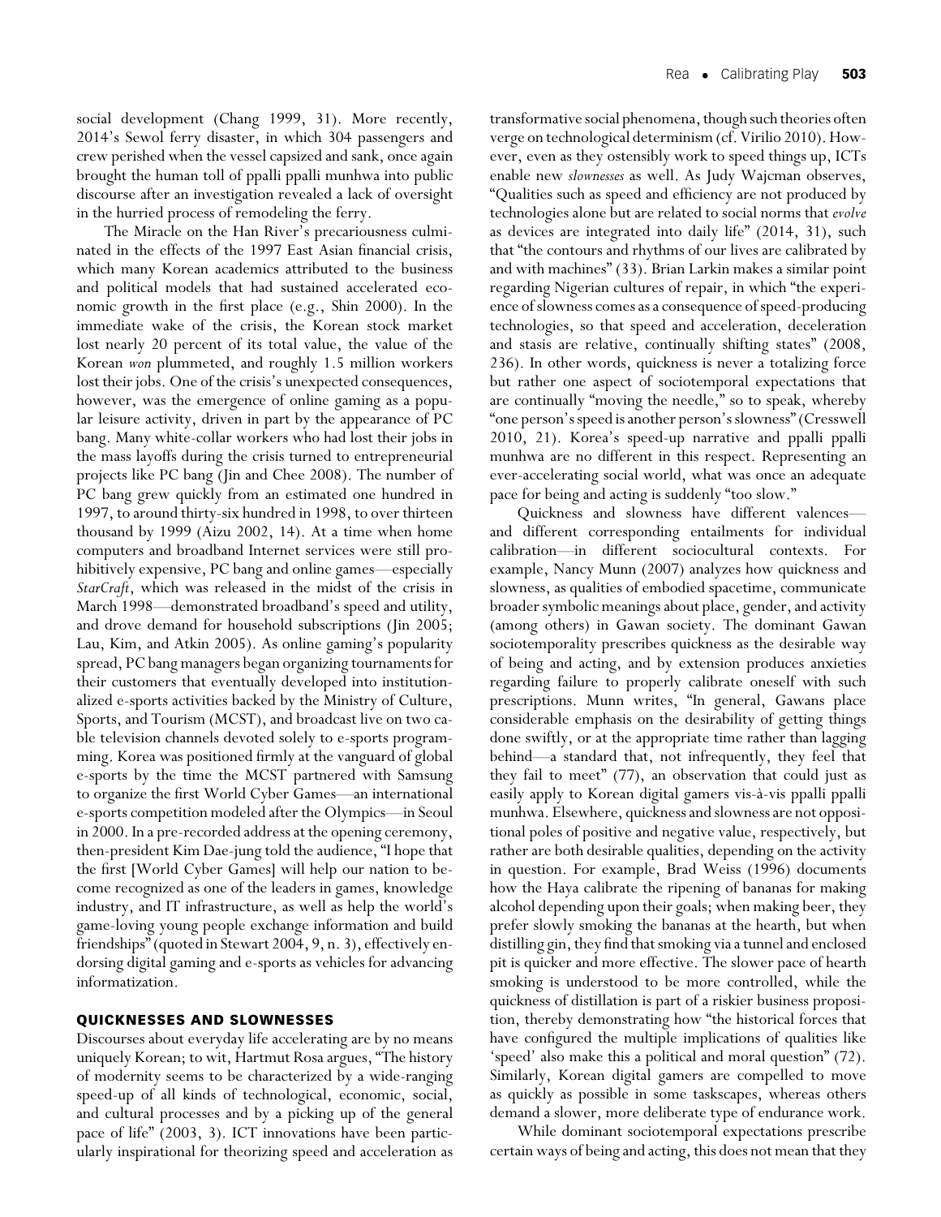social development (Chang 1999, 31). More recently, 2014's Sewol ferry disaster, in which 304 passengers and crew perished when the vessel capsized and sank, once again brought the human toll of ppalli ppalli munhwa into public discourse after an investigation revealed a lack of oversight in the hurried process of remodeling the ferry.

The Miracle on the Han River's precariousness culminated in the effects of the 1997 East Asian financial crisis, which many Korean academics attributed to the business and political models that had sustained accelerated economic growth in the first place (e.g., Shin 2000). In the immediate wake of the crisis, the Korean stock market lost nearly 20 percent of its total value, the value of the Korean *won* plummeted, and roughly 1.5 million workers lost their jobs. One of the crisis's unexpected consequences, however, was the emergence of online gaming as a popular leisure activity, driven in part by the appearance of PC bang. Many white-collar workers who had lost their jobs in the mass layoffs during the crisis turned to entrepreneurial projects like PC bang (Jin and Chee 2008). The number of PC bang grew quickly from an estimated one hundred in 1997, to around thirty-six hundred in 1998, to over thirteen thousand by 1999 (Aizu 2002, 14). At a time when home computers and broadband Internet services were still prohibitively expensive, PC bang and online games—especially *StarCraft*, which was released in the midst of the crisis in March 1998—demonstrated broadband's speed and utility, and drove demand for household subscriptions (Jin 2005; Lau, Kim, and Atkin 2005). As online gaming's popularity spread, PC bang managers began organizing tournaments for their customers that eventually developed into institutionalized e-sports activities backed by the Ministry of Culture, Sports, and Tourism (MCST), and broadcast live on two cable television channels devoted solely to e-sports programming. Korea was positioned firmly at the vanguard of global e-sports by the time the MCST partnered with Samsung to organize the first World Cyber Games—an international e-sports competition modeled after the Olympics—in Seoul in 2000. In a pre-recorded address at the opening ceremony, then-president Kim Dae-jung told the audience, "I hope that the first [World Cyber Games] will help our nation to become recognized as one of the leaders in games, knowledge industry, and IT infrastructure, as well as help the world's game-loving young people exchange information and build friendships" (quoted in Stewart 2004, 9, n. 3), effectively endorsing digital gaming and e-sports as vehicles for advancing informatization.

## QUICKNESSES AND SLOWNESSES

Discourses about everyday life accelerating are by no means uniquely Korean; to wit, Hartmut Rosa argues, "The history of modernity seems to be characterized by a wide-ranging speed-up of all kinds of technological, economic, social, and cultural processes and by a picking up of the general pace of life" (2003, 3). ICT innovations have been particularly inspirational for theorizing speed and acceleration as transformative social phenomena, though such theories often verge on technological determinism (cf. Virilio 2010). However, even as they ostensibly work to speed things up, ICTs enable new *slownesses* as well. As Judy Wajcman observes, "Qualities such as speed and efficiency are not produced by technologies alone but are related to social norms that *evolve* as devices are integrated into daily life" (2014, 31), such that "the contours and rhythms of our lives are calibrated by and with machines" (33). Brian Larkin makes a similar point regarding Nigerian cultures of repair, in which "the experience of slowness comes as a consequence of speed-producing technologies, so that speed and acceleration, deceleration and stasis are relative, continually shifting states" (2008, 236). In other words, quickness is never a totalizing force but rather one aspect of sociotemporal expectations that are continually "moving the needle," so to speak, whereby "one person's speed is another person's slowness" (Cresswell 2010, 21). Korea's speed-up narrative and ppalli ppalli munhwa are no different in this respect. Representing an ever-accelerating social world, what was once an adequate pace for being and acting is suddenly "too slow."

Quickness and slowness have different valences—and different corresponding entailments for individual calibration—in different sociocultural contexts. For example, Nancy Munn (2007) analyzes how quickness and slowness, as qualities of embodied spacetime, communicate broader symbolic meanings about place, gender, and activity (among others) in Gawan society. The dominant Gawan sociotemporality prescribes quickness as the desirable way of being and acting, and by extension produces anxieties regarding failure to properly calibrate oneself with such prescriptions. Munn writes, "In general, Gawans place considerable emphasis on the desirability of getting things done swiftly, or at the appropriate time rather than lagging behind—a standard that, not infrequently, they feel that they fail to meet" (77), an observation that could just as easily apply to Korean digital gamers vis-à-vis ppalli ppalli munhwa. Elsewhere, quickness and slowness are not oppositional poles of positive and negative value, respectively, but rather are both desirable qualities, depending on the activity in question. For example, Brad Weiss (1996) documents how the Haya calibrate the ripening of bananas for making alcohol depending upon their goals; when making beer, they prefer slowly smoking the bananas at the hearth, but when distilling gin, they find that smoking via a tunnel and enclosed pit is quicker and more effective. The slower pace of hearth smoking is understood to be more controlled, while the quickness of distillation is part of a riskier business proposition, thereby demonstrating how "the historical forces that have configured the multiple implications of qualities like 'speed' also make this a political and moral question" (72). Similarly, Korean digital gamers are compelled to move as quickly as possible in some taskscapes, whereas others demand a slower, more deliberate type of endurance work.

While dominant sociotemporal expectations prescribe certain ways of being and acting, this does not mean that they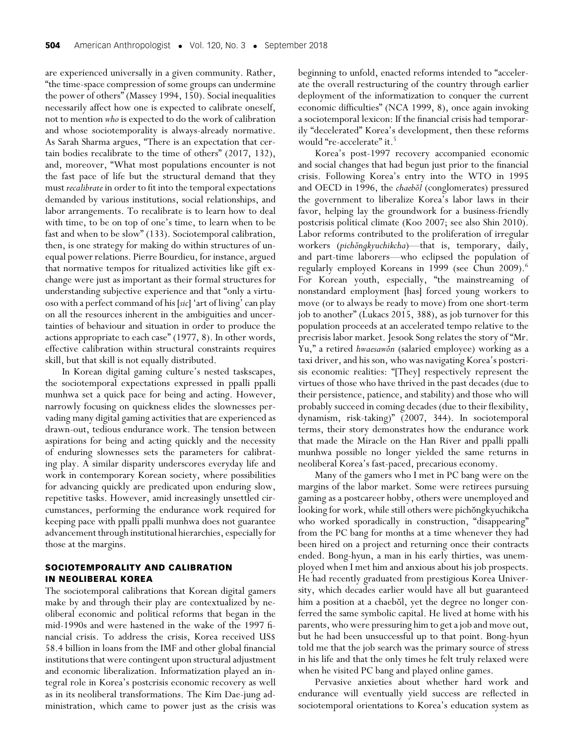are experienced universally in a given community. Rather, "the time-space compression of some groups can undermine the power of others" (Massey 1994, 150). Social inequalities necessarily affect how one is expected to calibrate oneself, not to mention *who* is expected to do the work of calibration and whose sociotemporality is always-already normative. As Sarah Sharma argues, "There is an expectation that certain bodies recalibrate to the time of others" (2017, 132), and, moreover, "What most populations encounter is not the fast pace of life but the structural demand that they must *recalibrate* in order to fit into the temporal expectations demanded by various institutions, social relationships, and labor arrangements. To recalibrate is to learn how to deal with time, to be on top of one's time, to learn when to be fast and when to be slow" (133). Sociotemporal calibration, then, is one strategy for making do within structures of unequal power relations. Pierre Bourdieu, for instance, argued that normative tempos for ritualized activities like gift exchange were just as important as their formal structures for understanding subjective experience and that "only a virtuoso with a perfect command of his [*sic*] 'art of living' can play on all the resources inherent in the ambiguities and uncertainties of behaviour and situation in order to produce the actions appropriate to each case" (1977, 8). In other words, effective calibration within structural constraints requires skill, but that skill is not equally distributed.

In Korean digital gaming culture's nested taskscapes, the sociotemporal expectations expressed in ppalli ppalli munhwa set a quick pace for being and acting. However, narrowly focusing on quickness elides the slownesses pervading many digital gaming activities that are experienced as drawn-out, tedious endurance work. The tension between aspirations for being and acting quickly and the necessity of enduring slownesses sets the parameters for calibrating play. A similar disparity underscores everyday life and work in contemporary Korean society, where possibilities for advancing quickly are predicated upon enduring slow, repetitive tasks. However, amid increasingly unsettled circumstances, performing the endurance work required for keeping pace with ppalli ppalli munhwa does not guarantee advancement through institutional hierarchies, especially for those at the margins.

## SOCIOTEMPORALITY AND CALIBRATION IN NEOLIBERAL KOREA

The sociotemporal calibrations that Korean digital gamers make by and through their play are contextualized by neoliberal economic and political reforms that began in the mid-1990s and were hastened in the wake of the 1997 financial crisis. To address the crisis, Korea received US$ 58.4 billion in loans from the IMF and other global financial institutions that were contingent upon structural adjustment and economic liberalization. Informatization played an integral role in Korea's postcrisis economic recovery as well as in its neoliberal transformations. The Kim Dae-jung administration, which came to power just as the crisis was beginning to unfold, enacted reforms intended to "accelerate the overall restructuring of the country through earlier deployment of the informatization to conquer the current economic difficulties" (NCA 1999, 8), once again invoking a sociotemporal lexicon: If the financial crisis had temporarily "decelerated" Korea's development, then these reforms would "re-accelerate" it.[5]

Korea's post-1997 recovery accompanied economic and social changes that had begun just prior to the financial crisis. Following Korea's entry into the WTO in 1995 and OECD in 1996, the *chaebŏl* (conglomerates) pressured the government to liberalize Korea's labor laws in their favor, helping lay the groundwork for a business-friendly postcrisis political climate (Koo 2007; see also Shin 2010). Labor reforms contributed to the proliferation of irregular workers (*pichŏngkyuchikcha*)—that is, temporary, daily, and part-time laborers—who eclipsed the population of regularly employed Koreans in 1999 (see Chun 2009).[6] For Korean youth, especially, "the mainstreaming of nonstandard employment [has] forced young workers to move (or to always be ready to move) from one short-term job to another" (Lukacs 2015, 388), as job turnover for this population proceeds at an accelerated tempo relative to the precrisis labor market. Jesook Song relates the story of "Mr. Yu," a retired *hwaesawŏn* (salaried employee) working as a taxi driver, and his son, who was navigating Korea's postcrisis economic realities: "[They] respectively represent the virtues of those who have thrived in the past decades (due to their persistence, patience, and stability) and those who will probably succeed in coming decades (due to their flexibility, dynamism, risk-taking)" (2007, 344). In sociotemporal terms, their story demonstrates how the endurance work that made the Miracle on the Han River and ppalli ppalli munhwa possible no longer yielded the same returns in neoliberal Korea's fast-paced, precarious economy.

Many of the gamers who I met in PC bang were on the margins of the labor market. Some were retirees pursuing gaming as a postcareer hobby, others were unemployed and looking for work, while still others were pichŏngkyuchikcha who worked sporadically in construction, "disappearing" from the PC bang for months at a time whenever they had been hired on a project and returning once their contracts ended. Bong-hyun, a man in his early thirties, was unemployed when I met him and anxious about his job prospects. He had recently graduated from prestigious Korea University, which decades earlier would have all but guaranteed him a position at a chaebŏl, yet the degree no longer conferred the same symbolic capital. He lived at home with his parents, who were pressuring him to get a job and move out, but he had been unsuccessful up to that point. Bong-hyun told me that the job search was the primary source of stress in his life and that the only times he felt truly relaxed were when he visited PC bang and played online games.

Pervasive anxieties about whether hard work and endurance will eventually yield success are reflected in sociotemporal orientations to Korea's education system as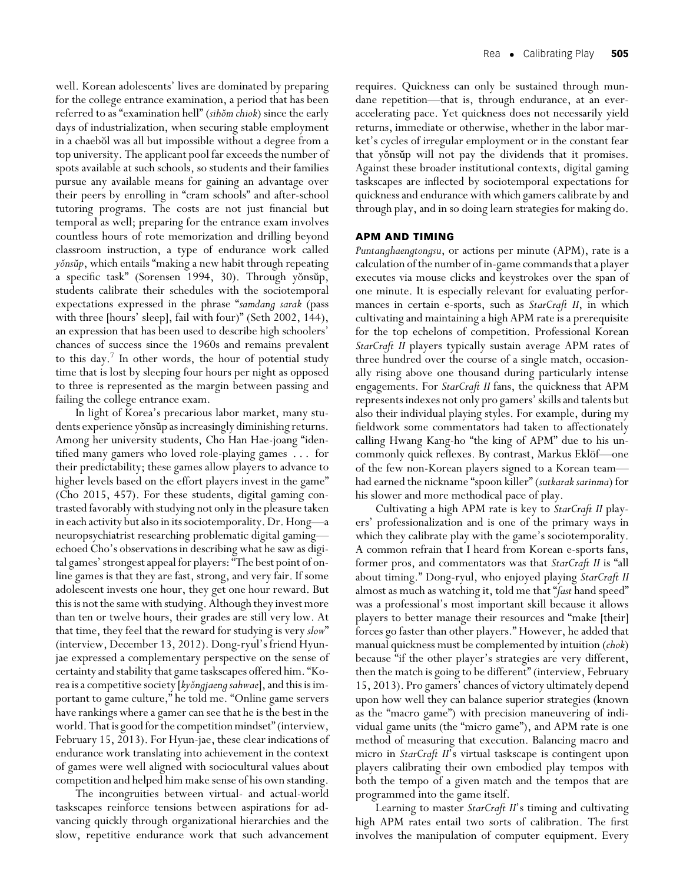well. Korean adolescents' lives are dominated by preparing for the college entrance examination, a period that has been referred to as "examination hell" (*sihŏm chiok*) since the early days of industrialization, when securing stable employment in a chaebŏl was all but impossible without a degree from a top university. The applicant pool far exceeds the number of spots available at such schools, so students and their families pursue any available means for gaining an advantage over their peers by enrolling in "cram schools" and after-school tutoring programs. The costs are not just financial but temporal as well; preparing for the entrance exam involves countless hours of rote memorization and drilling beyond classroom instruction, a type of endurance work called *yŏnsŭp*, which entails "making a new habit through repeating a specific task" (Sorensen 1994, 30). Through yŏnsŭp, students calibrate their schedules with the sociotemporal expectations expressed in the phrase "*samdang sarak* (pass with three [hours' sleep], fail with four)" (Seth 2002, 144), an expression that has been used to describe high schoolers' chances of success since the 1960s and remains prevalent to this day.[7] In other words, the hour of potential study time that is lost by sleeping four hours per night as opposed to three is represented as the margin between passing and failing the college entrance exam.

In light of Korea's precarious labor market, many students experience yŏnsŭp as increasingly diminishing returns. Among her university students, Cho Han Hae-joang "identified many gamers who loved role-playing games . . . for their predictability; these games allow players to advance to higher levels based on the effort players invest in the game" (Cho 2015, 457). For these students, digital gaming contrasted favorably with studying not only in the pleasure taken in each activity but also in its sociotemporality. Dr. Hong—a neuropsychiatrist researching problematic digital gaming—echoed Cho's observations in describing what he saw as digital games' strongest appeal for players: "The best point of online games is that they are fast, strong, and very fair. If some adolescent invests one hour, they get one hour reward. But this is not the same with studying. Although they invest more than ten or twelve hours, their grades are still very low. At that time, they feel that the reward for studying is very *slow*" (interview, December 13, 2012). Dong-ryul's friend Hyun-jae expressed a complementary perspective on the sense of certainty and stability that game taskscapes offered him. "Korea is a competitive society [*kyŏngjaeng sahwae*], and this is important to game culture," he told me. "Online game servers have rankings where a gamer can see that he is the best in the world. That is good for the competition mindset" (interview, February 15, 2013). For Hyun-jae, these clear indications of endurance work translating into achievement in the context of games were well aligned with sociocultural values about competition and helped him make sense of his own standing.

The incongruities between virtual- and actual-world taskscapes reinforce tensions between aspirations for advancing quickly through organizational hierarchies and the slow, repetitive endurance work that such advancement requires. Quickness can only be sustained through mundane repetition—that is, through endurance, at an ever-accelerating pace. Yet quickness does not necessarily yield returns, immediate or otherwise, whether in the labor market's cycles of irregular employment or in the constant fear that yŏnsŭp will not pay the dividends that it promises. Against these broader institutional contexts, digital gaming taskscapes are inflected by sociotemporal expectations for quickness and endurance with which gamers calibrate by and through play, and in so doing learn strategies for making do.

## APM AND TIMING

*Puntanghaengtongsu*, or actions per minute (APM), rate is a calculation of the number of in-game commands that a player executes via mouse clicks and keystrokes over the span of one minute. It is especially relevant for evaluating performances in certain e-sports, such as *StarCraft II*, in which cultivating and maintaining a high APM rate is a prerequisite for the top echelons of competition. Professional Korean *StarCraft II* players typically sustain average APM rates of three hundred over the course of a single match, occasionally rising above one thousand during particularly intense engagements. For *StarCraft II* fans, the quickness that APM represents indexes not only pro gamers' skills and talents but also their individual playing styles. For example, during my fieldwork some commentators had taken to affectionately calling Hwang Kang-ho "the king of APM" due to his uncommonly quick reflexes. By contrast, Markus Eklöf—one of the few non-Korean players signed to a Korean team—had earned the nickname "spoon killer" (*sutkarak sarinma*) for his slower and more methodical pace of play.

Cultivating a high APM rate is key to *StarCraft II* players' professionalization and is one of the primary ways in which they calibrate play with the game's sociotemporality. A common refrain that I heard from Korean e-sports fans, former pros, and commentators was that *StarCraft II* is "all about timing." Dong-ryul, who enjoyed playing *StarCraft II* almost as much as watching it, told me that "*fast* hand speed" was a professional's most important skill because it allows players to better manage their resources and "make [their] forces go faster than other players." However, he added that manual quickness must be complemented by intuition (*chok*) because "if the other player's strategies are very different, then the match is going to be different" (interview, February 15, 2013). Pro gamers' chances of victory ultimately depend upon how well they can balance superior strategies (known as the "macro game") with precision maneuvering of individual game units (the "micro game"), and APM rate is one method of measuring that execution. Balancing macro and micro in *StarCraft II*'s virtual taskscape is contingent upon players calibrating their own embodied play tempos with both the tempo of a given match and the tempos that are programmed into the game itself.

Learning to master *StarCraft II*'s timing and cultivating high APM rates entail two sorts of calibration. The first involves the manipulation of computer equipment. Every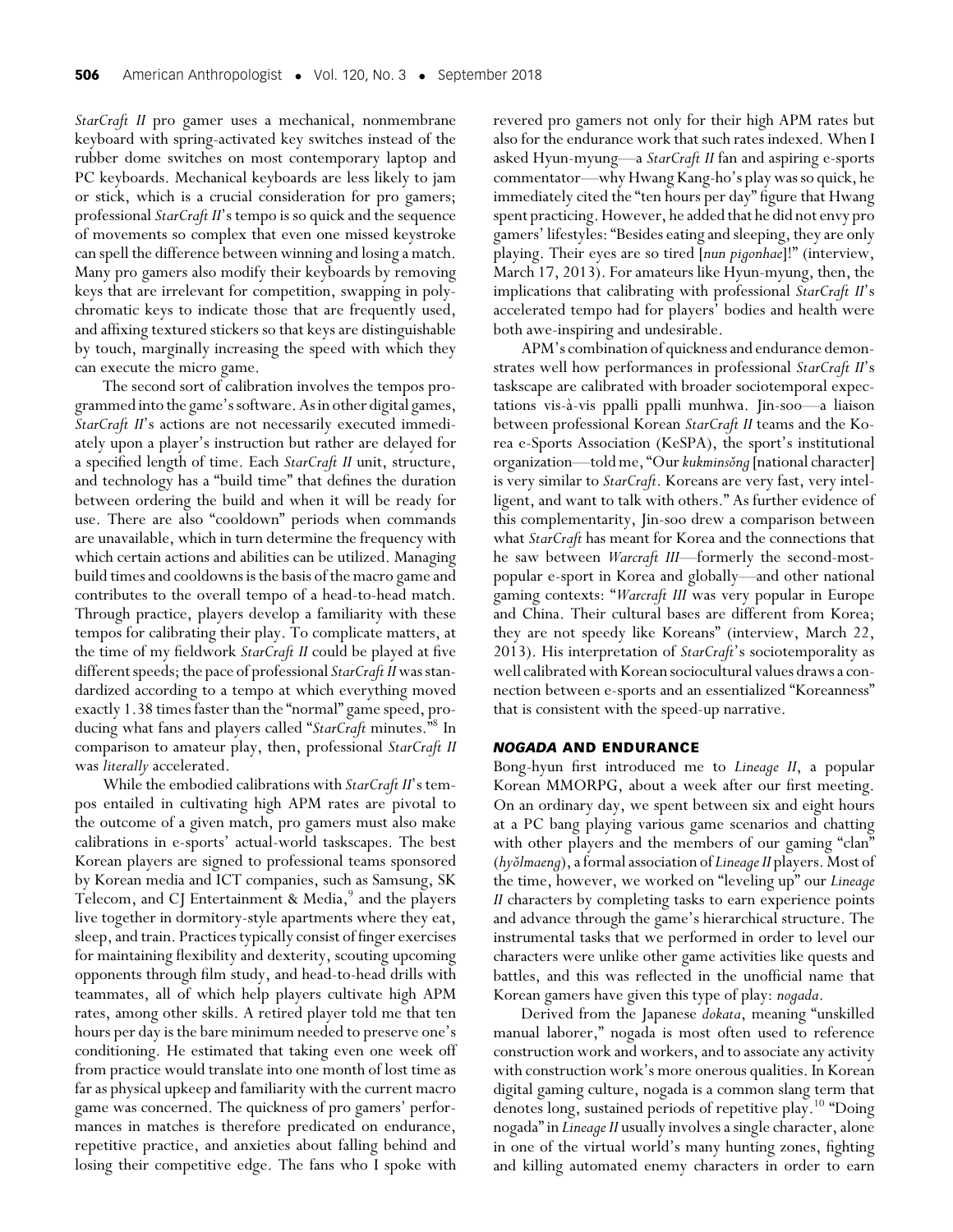*StarCraft II* pro gamer uses a mechanical, nonmembrane keyboard with spring-activated key switches instead of the rubber dome switches on most contemporary laptop and PC keyboards. Mechanical keyboards are less likely to jam or stick, which is a crucial consideration for pro gamers; professional *StarCraft II*'s tempo is so quick and the sequence of movements so complex that even one missed keystroke can spell the difference between winning and losing a match. Many pro gamers also modify their keyboards by removing keys that are irrelevant for competition, swapping in polychromatic keys to indicate those that are frequently used, and affixing textured stickers so that keys are distinguishable by touch, marginally increasing the speed with which they can execute the micro game.

The second sort of calibration involves the tempos programmed into the game's software. As in other digital games, *StarCraft II*'s actions are not necessarily executed immediately upon a player's instruction but rather are delayed for a specified length of time. Each *StarCraft II* unit, structure, and technology has a "build time" that defines the duration between ordering the build and when it will be ready for use. There are also "cooldown" periods when commands are unavailable, which in turn determine the frequency with which certain actions and abilities can be utilized. Managing build times and cooldowns is the basis of the macro game and contributes to the overall tempo of a head-to-head match. Through practice, players develop a familiarity with these tempos for calibrating their play. To complicate matters, at the time of my fieldwork *StarCraft II* could be played at five different speeds; the pace of professional *StarCraft II* was standardized according to a tempo at which everything moved exactly 1.38 times faster than the "normal" game speed, producing what fans and players called "*StarCraft* minutes."[8] In comparison to amateur play, then, professional *StarCraft II* was *literally* accelerated.

While the embodied calibrations with *StarCraft II*'s tempos entailed in cultivating high APM rates are pivotal to the outcome of a given match, pro gamers must also make calibrations in e-sports' actual-world taskscapes. The best Korean players are signed to professional teams sponsored by Korean media and ICT companies, such as Samsung, SK Telecom, and CJ Entertainment & Media,[9] and the players live together in dormitory-style apartments where they eat, sleep, and train. Practices typically consist of finger exercises for maintaining flexibility and dexterity, scouting upcoming opponents through film study, and head-to-head drills with teammates, all of which help players cultivate high APM rates, among other skills. A retired player told me that ten hours per day is the bare minimum needed to preserve one's conditioning. He estimated that taking even one week off from practice would translate into one month of lost time as far as physical upkeep and familiarity with the current macro game was concerned. The quickness of pro gamers' performances in matches is therefore predicated on endurance, repetitive practice, and anxieties about falling behind and losing their competitive edge. The fans who I spoke with revered pro gamers not only for their high APM rates but also for the endurance work that such rates indexed. When I asked Hyun-myung—a *StarCraft II* fan and aspiring e-sports commentator—why Hwang Kang-ho's play was so quick, he immediately cited the "ten hours per day" figure that Hwang spent practicing. However, he added that he did not envy pro gamers' lifestyles: "Besides eating and sleeping, they are only playing. Their eyes are so tired [*nun pigonhae*]!" (interview, March 17, 2013). For amateurs like Hyun-myung, then, the implications that calibrating with professional *StarCraft II*'s accelerated tempo had for players' bodies and health were both awe-inspiring and undesirable.

APM's combination of quickness and endurance demonstrates well how performances in professional *StarCraft II*'s taskscape are calibrated with broader sociotemporal expectations vis-à-vis ppalli ppalli munhwa. Jin-soo—a liaison between professional Korean *StarCraft II* teams and the Korea e-Sports Association (KeSPA), the sport's institutional organization—told me, "Our *kukminsŏng* [national character] is very similar to *StarCraft*. Koreans are very fast, very intelligent, and want to talk with others." As further evidence of this complementarity, Jin-soo drew a comparison between what *StarCraft* has meant for Korea and the connections that he saw between *Warcraft III*—formerly the second-most-popular e-sport in Korea and globally—and other national gaming contexts: "*Warcraft III* was very popular in Europe and China. Their cultural bases are different from Korea; they are not speedy like Koreans" (interview, March 22, 2013). His interpretation of *StarCraft*'s sociotemporality as well calibrated with Korean sociocultural values draws a connection between e-sports and an essentialized "Koreanness" that is consistent with the speed-up narrative.

## *NOGADA* AND ENDURANCE

Bong-hyun first introduced me to *Lineage II*, a popular Korean MMORPG, about a week after our first meeting. On an ordinary day, we spent between six and eight hours at a PC bang playing various game scenarios and chatting with other players and the members of our gaming "clan" (*hyŏlmaeng*), a formal association of *Lineage II* players. Most of the time, however, we worked on "leveling up" our *Lineage II* characters by completing tasks to earn experience points and advance through the game's hierarchical structure. The instrumental tasks that we performed in order to level our characters were unlike other game activities like quests and battles, and this was reflected in the unofficial name that Korean gamers have given this type of play: *nogada*.

Derived from the Japanese *dokata*, meaning "unskilled manual laborer," nogada is most often used to reference construction work and workers, and to associate any activity with construction work's more onerous qualities. In Korean digital gaming culture, nogada is a common slang term that denotes long, sustained periods of repetitive play.[10] "Doing nogada" in *Lineage II* usually involves a single character, alone in one of the virtual world's many hunting zones, fighting and killing automated enemy characters in order to earn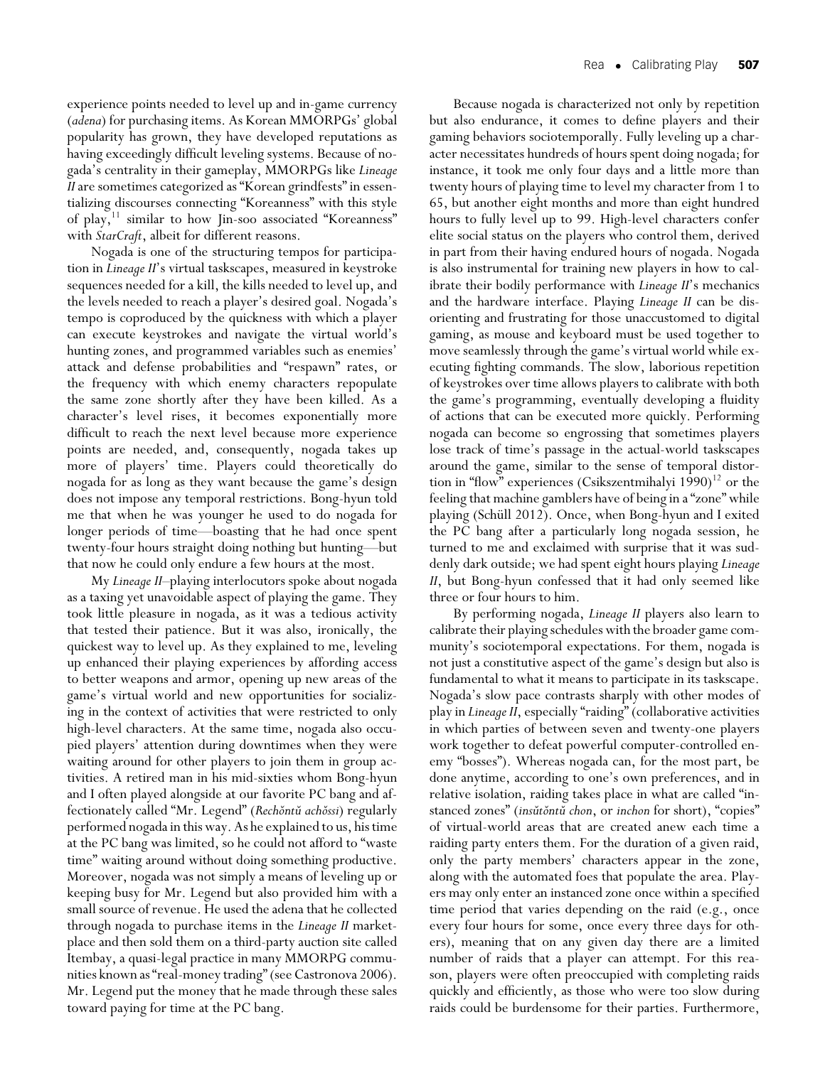experience points needed to level up and in-game currency (*adena*) for purchasing items. As Korean MMORPGs' global popularity has grown, they have developed reputations as having exceedingly difficult leveling systems. Because of nogada's centrality in their gameplay, MMORPGs like *Lineage II* are sometimes categorized as "Korean grindfests" in essentializing discourses connecting "Koreanness" with this style of play,[11] similar to how Jin-soo associated "Koreanness" with *StarCraft*, albeit for different reasons.

Nogada is one of the structuring tempos for participation in *Lineage II*'s virtual taskscapes, measured in keystroke sequences needed for a kill, the kills needed to level up, and the levels needed to reach a player's desired goal. Nogada's tempo is coproduced by the quickness with which a player can execute keystrokes and navigate the virtual world's hunting zones, and programmed variables such as enemies' attack and defense probabilities and "respawn" rates, or the frequency with which enemy characters repopulate the same zone shortly after they have been killed. As a character's level rises, it becomes exponentially more difficult to reach the next level because more experience points are needed, and, consequently, nogada takes up more of players' time. Players could theoretically do nogada for as long as they want because the game's design does not impose any temporal restrictions. Bong-hyun told me that when he was younger he used to do nogada for longer periods of time—boasting that he had once spent twenty-four hours straight doing nothing but hunting—but that now he could only endure a few hours at the most.

My *Lineage II*–playing interlocutors spoke about nogada as a taxing yet unavoidable aspect of playing the game. They took little pleasure in nogada, as it was a tedious activity that tested their patience. But it was also, ironically, the quickest way to level up. As they explained to me, leveling up enhanced their playing experiences by affording access to better weapons and armor, opening up new areas of the game's virtual world and new opportunities for socializing in the context of activities that were restricted to only high-level characters. At the same time, nogada also occupied players' attention during downtimes when they were waiting around for other players to join them in group activities. A retired man in his mid-sixties whom Bong-hyun and I often played alongside at our favorite PC bang and affectionately called "Mr. Legend" (*Rechŏntŭ achŏssi*) regularly performed nogada in this way. As he explained to us, his time at the PC bang was limited, so he could not afford to "waste time" waiting around without doing something productive. Moreover, nogada was not simply a means of leveling up or keeping busy for Mr. Legend but also provided him with a small source of revenue. He used the adena that he collected through nogada to purchase items in the *Lineage II* marketplace and then sold them on a third-party auction site called Itembay, a quasi-legal practice in many MMORPG communities known as "real-money trading" (see Castronova 2006). Mr. Legend put the money that he made through these sales toward paying for time at the PC bang.

Because nogada is characterized not only by repetition but also endurance, it comes to define players and their gaming behaviors sociotemporally. Fully leveling up a character necessitates hundreds of hours spent doing nogada; for instance, it took me only four days and a little more than twenty hours of playing time to level my character from 1 to 65, but another eight months and more than eight hundred hours to fully level up to 99. High-level characters confer elite social status on the players who control them, derived in part from their having endured hours of nogada. Nogada is also instrumental for training new players in how to calibrate their bodily performance with *Lineage II*'s mechanics and the hardware interface. Playing *Lineage II* can be disorienting and frustrating for those unaccustomed to digital gaming, as mouse and keyboard must be used together to move seamlessly through the game's virtual world while executing fighting commands. The slow, laborious repetition of keystrokes over time allows players to calibrate with both the game's programming, eventually developing a fluidity of actions that can be executed more quickly. Performing nogada can become so engrossing that sometimes players lose track of time's passage in the actual-world taskscapes around the game, similar to the sense of temporal distortion in "flow" experiences (Csikszentmihalyi 1990)[12] or the feeling that machine gamblers have of being in a "zone" while playing (Schüll 2012). Once, when Bong-hyun and I exited the PC bang after a particularly long nogada session, he turned to me and exclaimed with surprise that it was suddenly dark outside; we had spent eight hours playing *Lineage II*, but Bong-hyun confessed that it had only seemed like three or four hours to him.

By performing nogada, *Lineage II* players also learn to calibrate their playing schedules with the broader game community's sociotemporal expectations. For them, nogada is not just a constitutive aspect of the game's design but also is fundamental to what it means to participate in its taskscape. Nogada's slow pace contrasts sharply with other modes of play in *Lineage II*, especially "raiding" (collaborative activities in which parties of between seven and twenty-one players work together to defeat powerful computer-controlled enemy "bosses"). Whereas nogada can, for the most part, be done anytime, according to one's own preferences, and in relative isolation, raiding takes place in what are called "instanced zones" (*insŭtŏntŭ chon*, or *inchon* for short), "copies" of virtual-world areas that are created anew each time a raiding party enters them. For the duration of a given raid, only the party members' characters appear in the zone, along with the automated foes that populate the area. Players may only enter an instanced zone once within a specified time period that varies depending on the raid (e.g., once every four hours for some, once every three days for others), meaning that on any given day there are a limited number of raids that a player can attempt. For this reason, players were often preoccupied with completing raids quickly and efficiently, as those who were too slow during raids could be burdensome for their parties. Furthermore,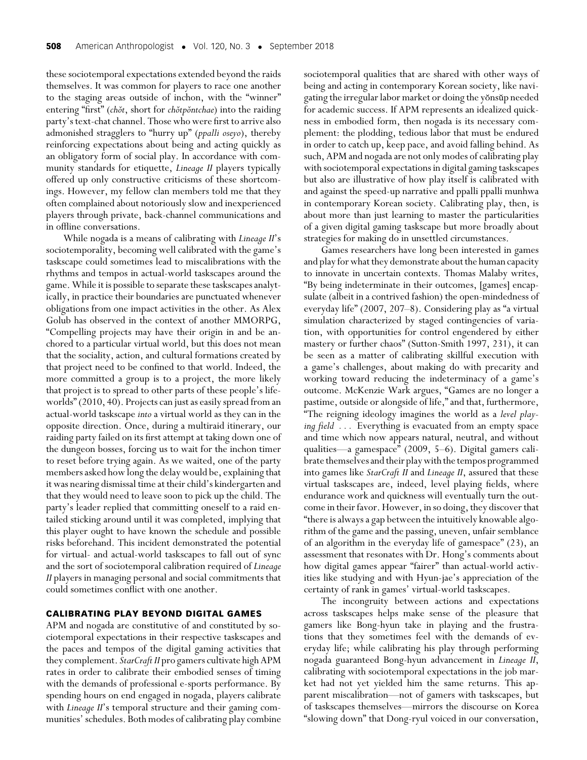these sociotemporal expectations extended beyond the raids themselves. It was common for players to race one another to the staging areas outside of inchon, with the "winner" entering "first" (*chŏt*, short for *chŏtpŏntchae*) into the raiding party's text-chat channel. Those who were first to arrive also admonished stragglers to "hurry up" (*ppalli oseyo*), thereby reinforcing expectations about being and acting quickly as an obligatory form of social play. In accordance with community standards for etiquette, *Lineage II* players typically offered up only constructive criticisms of these shortcomings. However, my fellow clan members told me that they often complained about notoriously slow and inexperienced players through private, back-channel communications and in offline conversations.

While nogada is a means of calibrating with *Lineage II*'s sociotemporality, becoming well calibrated with the game's taskscape could sometimes lead to miscalibrations with the rhythms and tempos in actual-world taskscapes around the game. While it is possible to separate these taskscapes analytically, in practice their boundaries are punctuated whenever obligations from one impact activities in the other. As Alex Golub has observed in the context of another MMORPG, "Compelling projects may have their origin in and be anchored to a particular virtual world, but this does not mean that the sociality, action, and cultural formations created by that project need to be confined to that world. Indeed, the more committed a group is to a project, the more likely that project is to spread to other parts of these people's lifeworlds" (2010, 40). Projects can just as easily spread from an actual-world taskscape *into* a virtual world as they can in the opposite direction. Once, during a multiraid itinerary, our raiding party failed on its first attempt at taking down one of the dungeon bosses, forcing us to wait for the inchon timer to reset before trying again. As we waited, one of the party members asked how long the delay would be, explaining that it was nearing dismissal time at their child's kindergarten and that they would need to leave soon to pick up the child. The party's leader replied that committing oneself to a raid entailed sticking around until it was completed, implying that this player ought to have known the schedule and possible risks beforehand. This incident demonstrated the potential for virtual- and actual-world taskscapes to fall out of sync and the sort of sociotemporal calibration required of *Lineage II* players in managing personal and social commitments that could sometimes conflict with one another.

## CALIBRATING PLAY BEYOND DIGITAL GAMES

APM and nogada are constitutive of and constituted by sociotemporal expectations in their respective taskscapes and the paces and tempos of the digital gaming activities that they complement. *StarCraft II* pro gamers cultivate high APM rates in order to calibrate their embodied senses of timing with the demands of professional e-sports performance. By spending hours on end engaged in nogada, players calibrate with *Lineage II*'s temporal structure and their gaming communities' schedules. Both modes of calibrating play combine sociotemporal qualities that are shared with other ways of being and acting in contemporary Korean society, like navigating the irregular labor market or doing the yŏnsŭp needed for academic success. If APM represents an idealized quickness in embodied form, then nogada is its necessary complement: the plodding, tedious labor that must be endured in order to catch up, keep pace, and avoid falling behind. As such, APM and nogada are not only modes of calibrating play with sociotemporal expectations in digital gaming taskscapes but also are illustrative of how play itself is calibrated with and against the speed-up narrative and ppalli ppalli munhwa in contemporary Korean society. Calibrating play, then, is about more than just learning to master the particularities of a given digital gaming taskscape but more broadly about strategies for making do in unsettled circumstances.

Games researchers have long been interested in games and play for what they demonstrate about the human capacity to innovate in uncertain contexts. Thomas Malaby writes, "By being indeterminate in their outcomes, [games] encapsulate (albeit in a contrived fashion) the open-mindedness of everyday life" (2007, 207–8). Considering play as "a virtual simulation characterized by staged contingencies of variation, with opportunities for control engendered by either mastery or further chaos" (Sutton-Smith 1997, 231), it can be seen as a matter of calibrating skillful execution with a game's challenges, about making do with precarity and working toward reducing the indeterminacy of a game's outcome. McKenzie Wark argues, "Games are no longer a pastime, outside or alongside of life," and that, furthermore, "The reigning ideology imagines the world as a *level playing field* . . . Everything is evacuated from an empty space and time which now appears natural, neutral, and without qualities—a gamespace" (2009, 5–6). Digital gamers calibrate themselves and their play with the tempos programmed into games like *StarCraft II* and *Lineage II*, assured that these virtual taskscapes are, indeed, level playing fields, where endurance work and quickness will eventually turn the outcome in their favor. However, in so doing, they discover that "there is always a gap between the intuitively knowable algorithm of the game and the passing, uneven, unfair semblance of an algorithm in the everyday life of gamespace" (23), an assessment that resonates with Dr. Hong's comments about how digital games appear "fairer" than actual-world activities like studying and with Hyun-jae's appreciation of the certainty of rank in games' virtual-world taskscapes.

The incongruity between actions and expectations across taskscapes helps make sense of the pleasure that gamers like Bong-hyun take in playing and the frustrations that they sometimes feel with the demands of everyday life; while calibrating his play through performing nogada guaranteed Bong-hyun advancement in *Lineage II*, calibrating with sociotemporal expectations in the job market had not yet yielded him the same returns. This apparent miscalibration—not of gamers with taskscapes, but of taskscapes themselves—mirrors the discourse on Korea "slowing down" that Dong-ryul voiced in our conversation,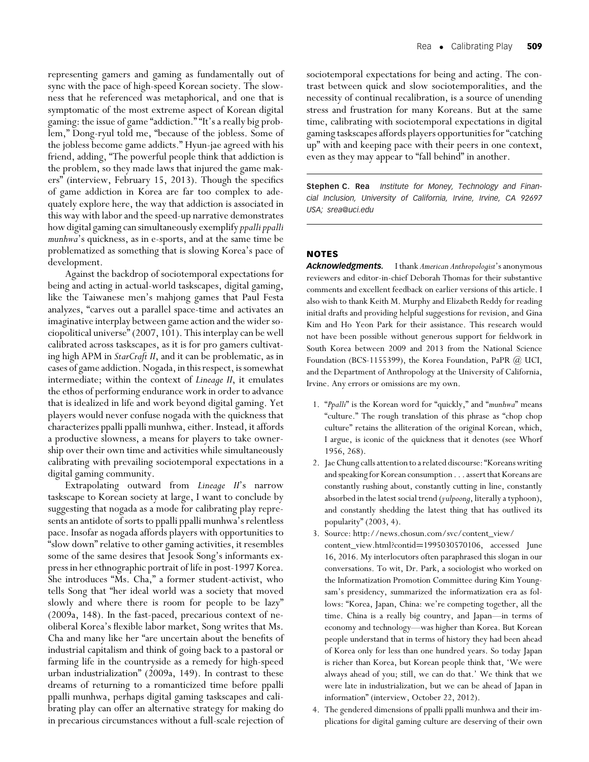representing gamers and gaming as fundamentally out of sync with the pace of high-speed Korean society. The slowness that he referenced was metaphorical, and one that is symptomatic of the most extreme aspect of Korean digital gaming: the issue of game "addiction." "It's a really big problem," Dong-ryul told me, "because of the jobless. Some of the jobless become game addicts." Hyun-jae agreed with his friend, adding, "The powerful people think that addiction is the problem, so they made laws that injured the game makers" (interview, February 15, 2013). Though the specifics of game addiction in Korea are far too complex to adequately explore here, the way that addiction is associated in this way with labor and the speed-up narrative demonstrates how digital gaming can simultaneously exemplify *ppalli ppalli munhwa*'s quickness, as in e-sports, and at the same time be problematized as something that is slowing Korea's pace of development.

Against the backdrop of sociotemporal expectations for being and acting in actual-world taskscapes, digital gaming, like the Taiwanese men's mahjong games that Paul Festa analyzes, "carves out a parallel space-time and activates an imaginative interplay between game action and the wider sociopolitical universe" (2007, 101). This interplay can be well calibrated across taskscapes, as it is for pro gamers cultivating high APM in *StarCraft II*, and it can be problematic, as in cases of game addiction. Nogada, in this respect, is somewhat intermediate; within the context of *Lineage II*, it emulates the ethos of performing endurance work in order to advance that is idealized in life and work beyond digital gaming. Yet players would never confuse nogada with the quickness that characterizes ppalli ppalli munhwa, either. Instead, it affords a productive slowness, a means for players to take ownership over their own time and activities while simultaneously calibrating with prevailing sociotemporal expectations in a digital gaming community.

Extrapolating outward from *Lineage II*'s narrow taskscape to Korean society at large, I want to conclude by suggesting that nogada as a mode for calibrating play represents an antidote of sorts to ppalli ppalli munhwa's relentless pace. Insofar as nogada affords players with opportunities to "slow down" relative to other gaming activities, it resembles some of the same desires that Jesook Song's informants express in her ethnographic portrait of life in post-1997 Korea. She introduces "Ms. Cha," a former student-activist, who tells Song that "her ideal world was a society that moved slowly and where there is room for people to be lazy" (2009a, 148). In the fast-paced, precarious context of neoliberal Korea's flexible labor market, Song writes that Ms. Cha and many like her "are uncertain about the benefits of industrial capitalism and think of going back to a pastoral or farming life in the countryside as a remedy for high-speed urban industrialization" (2009a, 149). In contrast to these dreams of returning to a romanticized time before ppalli ppalli munhwa, perhaps digital gaming taskscapes and calibrating play can offer an alternative strategy for making do in precarious circumstances without a full-scale rejection of sociotemporal expectations for being and acting. The contrast between quick and slow sociotemporalities, and the necessity of continual recalibration, is a source of unending stress and frustration for many Koreans. But at the same time, calibrating with sociotemporal expectations in digital gaming taskscapes affords players opportunities for "catching up" with and keeping pace with their peers in one context, even as they may appear to "fall behind" in another.

**Stephen C. Rea** *Institute for Money, Technology and Financial Inclusion, University of California, Irvine, Irvine, CA 92697 USA; srea@uci.edu*

## NOTES

***Acknowledgments.*** I thank *American Anthropologist*'s anonymous reviewers and editor-in-chief Deborah Thomas for their substantive comments and excellent feedback on earlier versions of this article. I also wish to thank Keith M. Murphy and Elizabeth Reddy for reading initial drafts and providing helpful suggestions for revision, and Gina Kim and Ho Yeon Park for their assistance. This research would not have been possible without generous support for fieldwork in South Korea between 2009 and 2013 from the National Science Foundation (BCS-1155399), the Korea Foundation, PaPR @ UCI, and the Department of Anthropology at the University of California, Irvine. Any errors or omissions are my own.

1. "*Ppalli*" is the Korean word for "quickly," and "*munhwa*" means "culture." The rough translation of this phrase as "chop chop culture" retains the alliteration of the original Korean, which, I argue, is iconic of the quickness that it denotes (see Whorf 1956, 268).
2. Jae Chung calls attention to a related discourse: "Koreans writing and speaking for Korean consumption . . . assert that Koreans are constantly rushing about, constantly cutting in line, constantly absorbed in the latest social trend (*yulpoong*, literally a typhoon), and constantly shedding the latest thing that has outlived its popularity" (2003, 4).
3. Source: http://news.chosun.com/svc/content_view/content_view.html?contid=1995030570106, accessed June 16, 2016. My interlocutors often paraphrased this slogan in our conversations. To wit, Dr. Park, a sociologist who worked on the Informatization Promotion Committee during Kim Young-sam's presidency, summarized the informatization era as follows: "Korea, Japan, China: we're competing together, all the time. China is a really big country, and Japan—in terms of economy and technology—was higher than Korea. But Korean people understand that in terms of history they had been ahead of Korea only for less than one hundred years. So today Japan is richer than Korea, but Korean people think that, 'We were always ahead of you; still, we can do that.' We think that we were late in industrialization, but we can be ahead of Japan in information" (interview, October 22, 2012).
4. The gendered dimensions of ppalli ppalli munhwa and their implications for digital gaming culture are deserving of their own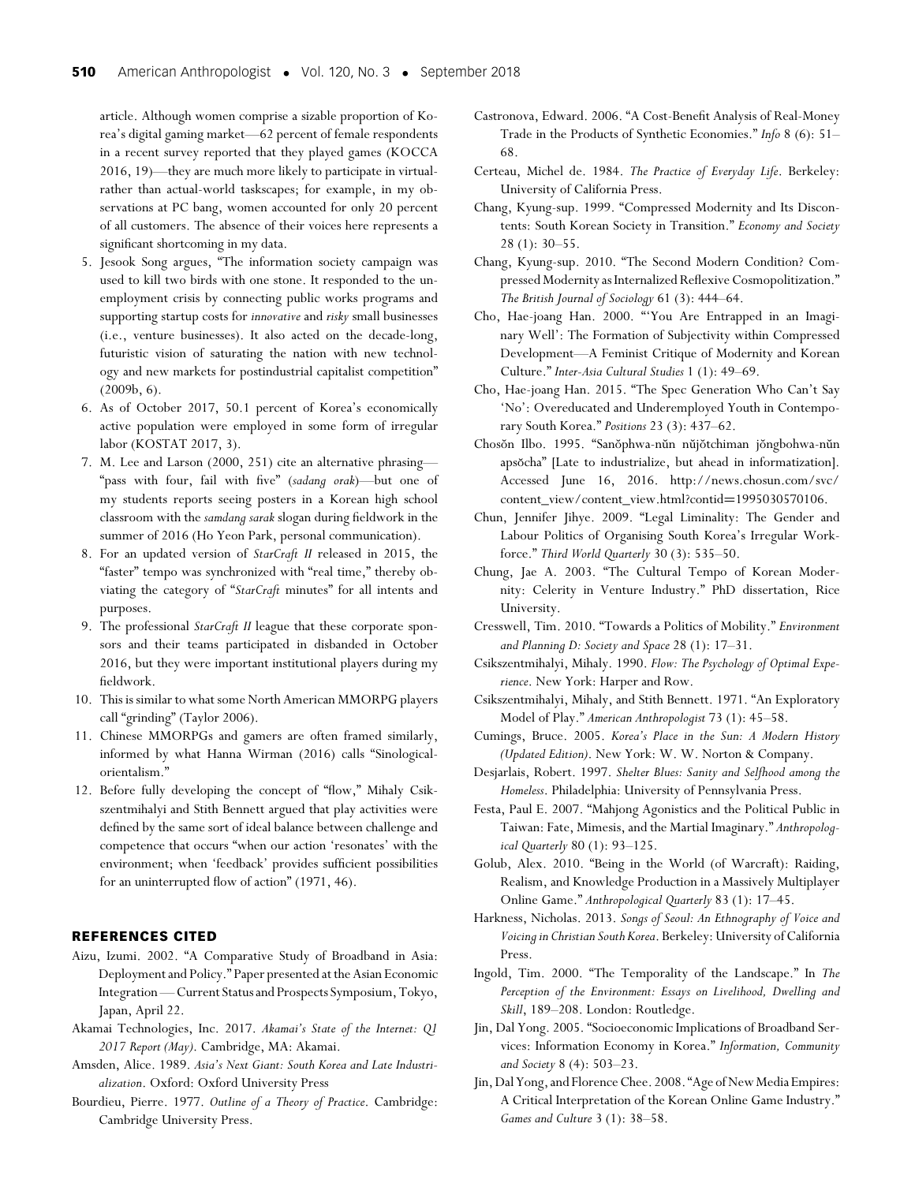article. Although women comprise a sizable proportion of Korea's digital gaming market—62 percent of female respondents in a recent survey reported that they played games (KOCCA 2016, 19)—they are much more likely to participate in virtual- rather than actual-world taskscapes; for example, in my observations at PC bang, women accounted for only 20 percent of all customers. The absence of their voices here represents a significant shortcoming in my data.

5. Jesook Song argues, "The information society campaign was used to kill two birds with one stone. It responded to the unemployment crisis by connecting public works programs and supporting startup costs for *innovative* and *risky* small businesses (i.e., venture businesses). It also acted on the decade-long, futuristic vision of saturating the nation with new technology and new markets for postindustrial capitalist competition" (2009b, 6).
6. As of October 2017, 50.1 percent of Korea's economically active population were employed in some form of irregular labor (KOSTAT 2017, 3).
7. M. Lee and Larson (2000, 251) cite an alternative phrasing—"pass with four, fail with five" (*sadang orak*)—but one of my students reports seeing posters in a Korean high school classroom with the *samdang sarak* slogan during fieldwork in the summer of 2016 (Ho Yeon Park, personal communication).
8. For an updated version of *StarCraft II* released in 2015, the "faster" tempo was synchronized with "real time," thereby obviating the category of "*StarCraft* minutes" for all intents and purposes.
9. The professional *StarCraft II* league that these corporate sponsors and their teams participated in disbanded in October 2016, but they were important institutional players during my fieldwork.
10. This is similar to what some North American MMORPG players call "grinding" (Taylor 2006).
11. Chinese MMORPGs and gamers are often framed similarly, informed by what Hanna Wirman (2016) calls "Sinological-orientalism."
12. Before fully developing the concept of "flow," Mihaly Csikszentmihalyi and Stith Bennett argued that play activities were defined by the same sort of ideal balance between challenge and competence that occurs "when our action 'resonates' with the environment; when 'feedback' provides sufficient possibilities for an uninterrupted flow of action" (1971, 46).

## REFERENCES CITED

Aizu, Izumi. 2002. "A Comparative Study of Broadband in Asia: Deployment and Policy." Paper presented at the Asian Economic Integration — Current Status and Prospects Symposium, Tokyo, Japan, April 22.

Akamai Technologies, Inc. 2017. *Akamai's State of the Internet: Q1 2017 Report (May)*. Cambridge, MA: Akamai.

Amsden, Alice. 1989. *Asia's Next Giant: South Korea and Late Industrialization*. Oxford: Oxford University Press

Bourdieu, Pierre. 1977. *Outline of a Theory of Practice*. Cambridge: Cambridge University Press.

Castronova, Edward. 2006. "A Cost-Benefit Analysis of Real-Money Trade in the Products of Synthetic Economies." *Info* 8 (6): 51–68.

Certeau, Michel de. 1984. *The Practice of Everyday Life*. Berkeley: University of California Press.

Chang, Kyung-sup. 1999. "Compressed Modernity and Its Discontents: South Korean Society in Transition." *Economy and Society* 28 (1): 30–55.

Chang, Kyung-sup. 2010. "The Second Modern Condition? Compressed Modernity as Internalized Reflexive Cosmopolitization." *The British Journal of Sociology* 61 (3): 444–64.

Cho, Hae-joang Han. 2000. "'You Are Entrapped in an Imaginary Well': The Formation of Subjectivity within Compressed Development—A Feminist Critique of Modernity and Korean Culture." *Inter-Asia Cultural Studies* 1 (1): 49–69.

Cho, Hae-joang Han. 2015. "The Spec Generation Who Can't Say 'No': Overeducated and Underemployed Youth in Contemporary South Korea." *Positions* 23 (3): 437–62.

Chosŏn Ilbo. 1995. "Sanŏphwa-nŭn nŭjŏtchiman jŏngbohwa-nŭn apsŏcha" [Late to industrialize, but ahead in informatization]. Accessed June 16, 2016. http://news.chosun.com/svc/content_view/content_view.html?contid=1995030570106.

Chun, Jennifer Jihye. 2009. "Legal Liminality: The Gender and Labour Politics of Organising South Korea's Irregular Workforce." *Third World Quarterly* 30 (3): 535–50.

Chung, Jae A. 2003. "The Cultural Tempo of Korean Modernity: Celerity in Venture Industry." PhD dissertation, Rice University.

Cresswell, Tim. 2010. "Towards a Politics of Mobility." *Environment and Planning D: Society and Space* 28 (1): 17–31.

Csikszentmihalyi, Mihaly. 1990. *Flow: The Psychology of Optimal Experience*. New York: Harper and Row.

Csikszentmihalyi, Mihaly, and Stith Bennett. 1971. "An Exploratory Model of Play." *American Anthropologist* 73 (1): 45–58.

Cumings, Bruce. 2005. *Korea's Place in the Sun: A Modern History (Updated Edition)*. New York: W. W. Norton & Company.

Desjarlais, Robert. 1997. *Shelter Blues: Sanity and Selfhood among the Homeless*. Philadelphia: University of Pennsylvania Press.

Festa, Paul E. 2007. "Mahjong Agonistics and the Political Public in Taiwan: Fate, Mimesis, and the Martial Imaginary." *Anthropological Quarterly* 80 (1): 93–125.

Golub, Alex. 2010. "Being in the World (of Warcraft): Raiding, Realism, and Knowledge Production in a Massively Multiplayer Online Game." *Anthropological Quarterly* 83 (1): 17–45.

Harkness, Nicholas. 2013. *Songs of Seoul: An Ethnography of Voice and Voicing in Christian South Korea*. Berkeley: University of California Press.

Ingold, Tim. 2000. "The Temporality of the Landscape." In *The Perception of the Environment: Essays on Livelihood, Dwelling and Skill*, 189–208. London: Routledge.

Jin, Dal Yong. 2005. "Socioeconomic Implications of Broadband Services: Information Economy in Korea." *Information, Community and Society* 8 (4): 503–23.

Jin, Dal Yong, and Florence Chee. 2008. "Age of New Media Empires: A Critical Interpretation of the Korean Online Game Industry." *Games and Culture* 3 (1): 38–58.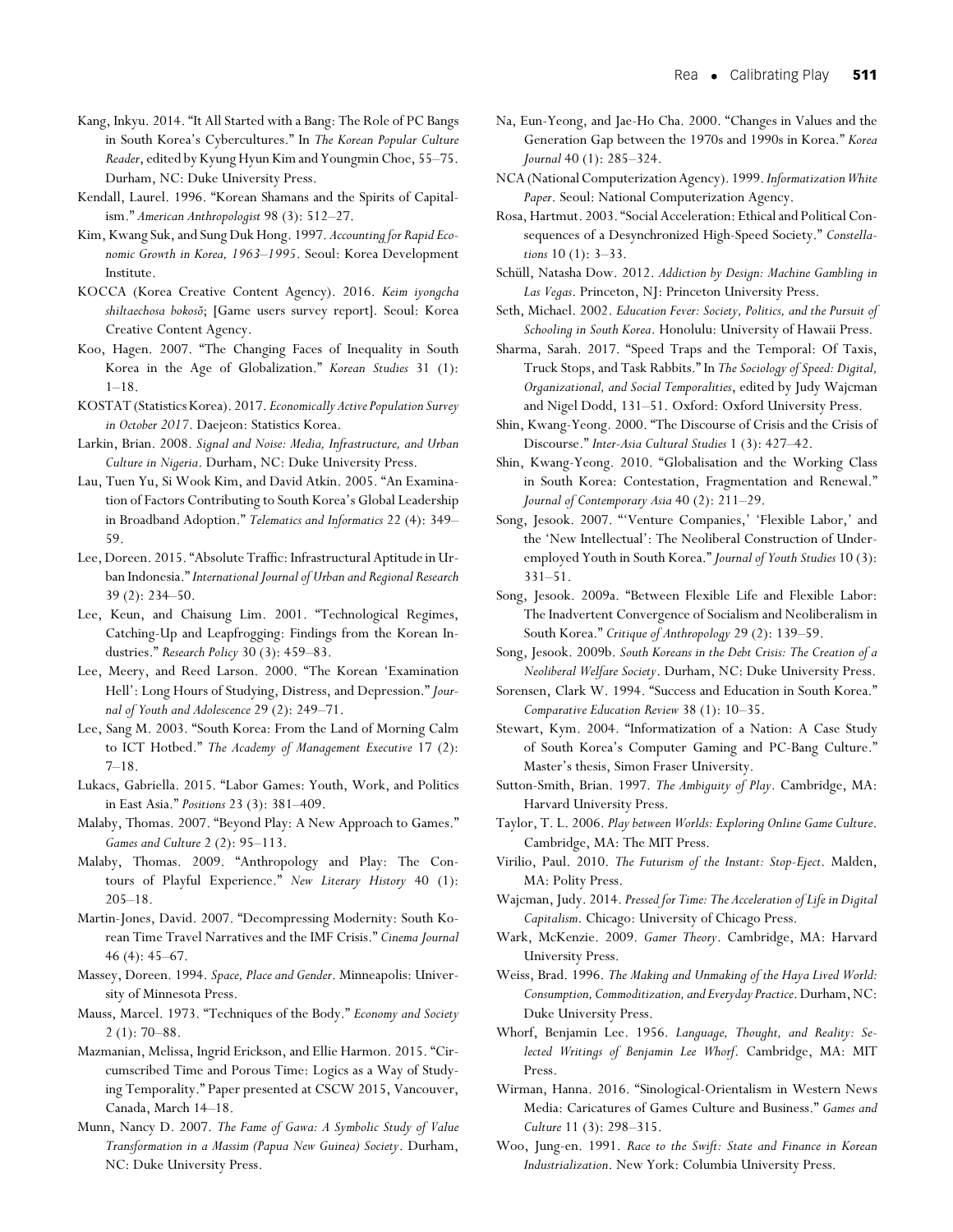Kang, Inkyu. 2014. "It All Started with a Bang: The Role of PC Bangs in South Korea's Cybercultures." In *The Korean Popular Culture Reader*, edited by Kyung Hyun Kim and Youngmin Choe, 55–75. Durham, NC: Duke University Press.

Kendall, Laurel. 1996. "Korean Shamans and the Spirits of Capitalism." *American Anthropologist* 98 (3): 512–27.

Kim, Kwang Suk, and Sung Duk Hong. 1997. *Accounting for Rapid Economic Growth in Korea, 1963–1995*. Seoul: Korea Development Institute.

KOCCA (Korea Creative Content Agency). 2016. *Keim iyongcha shiltaechosa bokosŏ*; [Game users survey report]. Seoul: Korea Creative Content Agency.

Koo, Hagen. 2007. "The Changing Faces of Inequality in South Korea in the Age of Globalization." *Korean Studies* 31 (1): 1–18.

KOSTAT (Statistics Korea). 2017. *Economically Active Population Survey in October 2017*. Daejeon: Statistics Korea.

Larkin, Brian. 2008. *Signal and Noise: Media, Infrastructure, and Urban Culture in Nigeria*. Durham, NC: Duke University Press.

Lau, Tuen Yu, Si Wook Kim, and David Atkin. 2005. "An Examination of Factors Contributing to South Korea's Global Leadership in Broadband Adoption." *Telematics and Informatics* 22 (4): 349–59.

Lee, Doreen. 2015. "Absolute Traffic: Infrastructural Aptitude in Urban Indonesia." *International Journal of Urban and Regional Research* 39 (2): 234–50.

Lee, Keun, and Chaisung Lim. 2001. "Technological Regimes, Catching-Up and Leapfrogging: Findings from the Korean Industries." *Research Policy* 30 (3): 459–83.

Lee, Meery, and Reed Larson. 2000. "The Korean 'Examination Hell': Long Hours of Studying, Distress, and Depression." *Journal of Youth and Adolescence* 29 (2): 249–71.

Lee, Sang M. 2003. "South Korea: From the Land of Morning Calm to ICT Hotbed." *The Academy of Management Executive* 17 (2): 7–18.

Lukacs, Gabriella. 2015. "Labor Games: Youth, Work, and Politics in East Asia." *Positions* 23 (3): 381–409.

Malaby, Thomas. 2007. "Beyond Play: A New Approach to Games." *Games and Culture* 2 (2): 95–113.

Malaby, Thomas. 2009. "Anthropology and Play: The Contours of Playful Experience." *New Literary History* 40 (1): 205–18.

Martin-Jones, David. 2007. "Decompressing Modernity: South Korean Time Travel Narratives and the IMF Crisis." *Cinema Journal* 46 (4): 45–67.

Massey, Doreen. 1994. *Space, Place and Gender*. Minneapolis: University of Minnesota Press.

Mauss, Marcel. 1973. "Techniques of the Body." *Economy and Society* 2 (1): 70–88.

Mazmanian, Melissa, Ingrid Erickson, and Ellie Harmon. 2015. "Circumscribed Time and Porous Time: Logics as a Way of Studying Temporality." Paper presented at CSCW 2015, Vancouver, Canada, March 14–18.

Munn, Nancy D. 2007. *The Fame of Gawa: A Symbolic Study of Value Transformation in a Massim (Papua New Guinea) Society*. Durham, NC: Duke University Press.

Na, Eun-Yeong, and Jae-Ho Cha. 2000. "Changes in Values and the Generation Gap between the 1970s and 1990s in Korea." *Korea Journal* 40 (1): 285–324.

NCA (National Computerization Agency). 1999. *Informatization White Paper*. Seoul: National Computerization Agency.

Rosa, Hartmut. 2003. "Social Acceleration: Ethical and Political Consequences of a Desynchronized High-Speed Society." *Constellations* 10 (1): 3–33.

Schüll, Natasha Dow. 2012. *Addiction by Design: Machine Gambling in Las Vegas*. Princeton, NJ: Princeton University Press.

Seth, Michael. 2002. *Education Fever: Society, Politics, and the Pursuit of Schooling in South Korea*. Honolulu: University of Hawaii Press.

Sharma, Sarah. 2017. "Speed Traps and the Temporal: Of Taxis, Truck Stops, and Task Rabbits." In *The Sociology of Speed: Digital, Organizational, and Social Temporalities*, edited by Judy Wajcman and Nigel Dodd, 131–51. Oxford: Oxford University Press.

Shin, Kwang-Yeong. 2000. "The Discourse of Crisis and the Crisis of Discourse." *Inter-Asia Cultural Studies* 1 (3): 427–42.

Shin, Kwang-Yeong. 2010. "Globalisation and the Working Class in South Korea: Contestation, Fragmentation and Renewal." *Journal of Contemporary Asia* 40 (2): 211–29.

Song, Jesook. 2007. "'Venture Companies,' 'Flexible Labor,' and the 'New Intellectual': The Neoliberal Construction of Underemployed Youth in South Korea." *Journal of Youth Studies* 10 (3): 331–51.

Song, Jesook. 2009a. "Between Flexible Life and Flexible Labor: The Inadvertent Convergence of Socialism and Neoliberalism in South Korea." *Critique of Anthropology* 29 (2): 139–59.

Song, Jesook. 2009b. *South Koreans in the Debt Crisis: The Creation of a Neoliberal Welfare Society*. Durham, NC: Duke University Press.

Sorensen, Clark W. 1994. "Success and Education in South Korea." *Comparative Education Review* 38 (1): 10–35.

Stewart, Kym. 2004. "Informatization of a Nation: A Case Study of South Korea's Computer Gaming and PC-Bang Culture." Master's thesis, Simon Fraser University.

Sutton-Smith, Brian. 1997. *The Ambiguity of Play*. Cambridge, MA: Harvard University Press.

Taylor, T. L. 2006. *Play between Worlds: Exploring Online Game Culture*. Cambridge, MA: The MIT Press.

Virilio, Paul. 2010. *The Futurism of the Instant: Stop-Eject*. Malden, MA: Polity Press.

Wajcman, Judy. 2014. *Pressed for Time: The Acceleration of Life in Digital Capitalism*. Chicago: University of Chicago Press.

Wark, McKenzie. 2009. *Gamer Theory*. Cambridge, MA: Harvard University Press.

Weiss, Brad. 1996. *The Making and Unmaking of the Haya Lived World: Consumption, Commoditization, and Everyday Practice*. Durham, NC: Duke University Press.

Whorf, Benjamin Lee. 1956. *Language, Thought, and Reality: Selected Writings of Benjamin Lee Whorf*. Cambridge, MA: MIT Press.

Wirman, Hanna. 2016. "Sinological-Orientalism in Western News Media: Caricatures of Games Culture and Business." *Games and Culture* 11 (3): 298–315.

Woo, Jung-en. 1991. *Race to the Swift: State and Finance in Korean Industrialization*. New York: Columbia University Press.